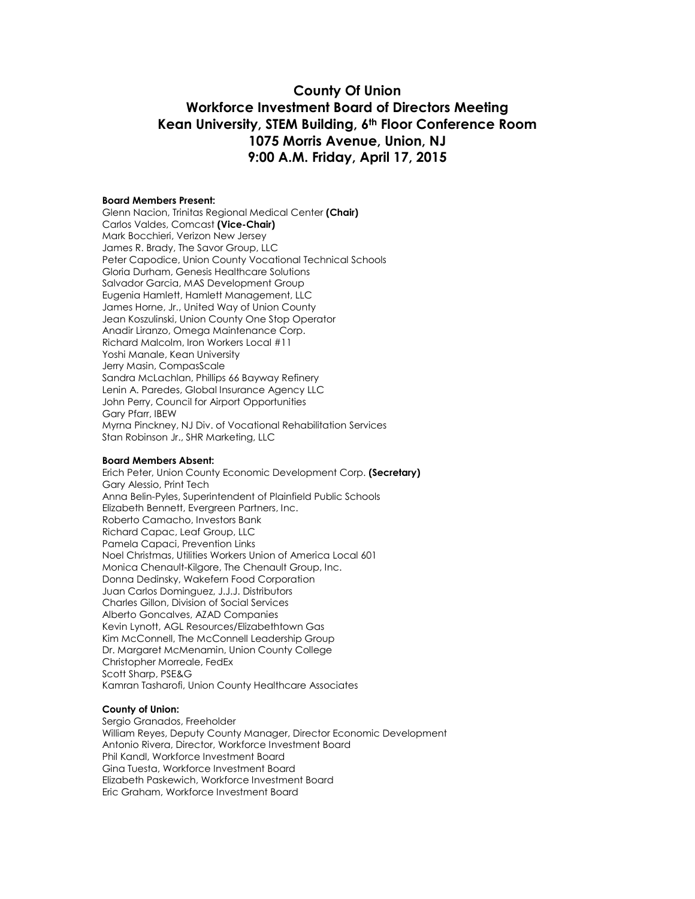# County Of Union
## Workforce Investment Board of Directors Meeting
## Kean University, STEM Building, 6th Floor Conference Room
## 1075 Morris Avenue, Union, NJ
## 9:00 A.M. Friday, April 17, 2015

**Board Members Present:**
Glenn Nacion, Trinitas Regional Medical Center **(Chair)**
Carlos Valdes, Comcast **(Vice-Chair)**
Mark Bocchieri, Verizon New Jersey
James R. Brady, The Savor Group, LLC
Peter Capodice, Union County Vocational Technical Schools
Gloria Durham, Genesis Healthcare Solutions
Salvador Garcia, MAS Development Group
Eugenia Hamlett, Hamlett Management, LLC
James Horne, Jr., United Way of Union County
Jean Koszulinski, Union County One Stop Operator
Anadir Liranzo, Omega Maintenance Corp.
Richard Malcolm, Iron Workers Local #11
Yoshi Manale, Kean University
Jerry Masin, CompasScale
Sandra McLachlan, Phillips 66 Bayway Refinery
Lenin A. Paredes, Global Insurance Agency LLC
John Perry, Council for Airport Opportunities
Gary Pfarr, IBEW
Myrna Pinckney, NJ Div. of Vocational Rehabilitation Services
Stan Robinson Jr., SHR Marketing, LLC

**Board Members Absent:**
Erich Peter, Union County Economic Development Corp. **(Secretary)**
Gary Alessio, Print Tech
Anna Belin-Pyles, Superintendent of Plainfield Public Schools
Elizabeth Bennett, Evergreen Partners, Inc.
Roberto Camacho, Investors Bank
Richard Capac, Leaf Group, LLC
Pamela Capaci, Prevention Links
Noel Christmas, Utilities Workers Union of America Local 601
Monica Chenault-Kilgore, The Chenault Group, Inc.
Donna Dedinsky, Wakefern Food Corporation
Juan Carlos Dominguez, J.J.J. Distributors
Charles Gillon, Division of Social Services
Alberto Goncalves, AZAD Companies
Kevin Lynott, AGL Resources/Elizabethtown Gas
Kim McConnell, The McConnell Leadership Group
Dr. Margaret McMenamin, Union County College
Christopher Morreale, FedEx
Scott Sharp, PSE&G
Kamran Tasharofi, Union County Healthcare Associates

**County of Union:**
Sergio Granados, Freeholder
William Reyes, Deputy County Manager, Director Economic Development
Antonio Rivera, Director, Workforce Investment Board
Phil Kandl, Workforce Investment Board
Gina Tuesta, Workforce Investment Board
Elizabeth Paskewich, Workforce Investment Board
Eric Graham, Workforce Investment Board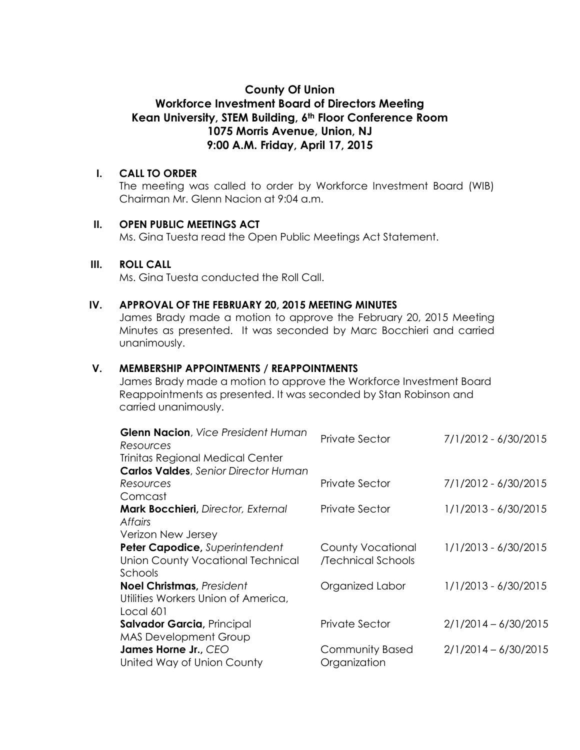# County Of Union
## Workforce Investment Board of Directors Meeting
## Kean University, STEM Building, 6th Floor Conference Room
## 1075 Morris Avenue, Union, NJ
## 9:00 A.M. Friday, April 17, 2015

**I. CALL TO ORDER**

The meeting was called to order by Workforce Investment Board (WIB) Chairman Mr. Glenn Nacion at 9:04 a.m.

**II. OPEN PUBLIC MEETINGS ACT**

Ms. Gina Tuesta read the Open Public Meetings Act Statement.

**III. ROLL CALL**

Ms. Gina Tuesta conducted the Roll Call.

**IV. APPROVAL OF THE FEBRUARY 20, 2015 MEETING MINUTES**

James Brady made a motion to approve the February 20, 2015 Meeting Minutes as presented. It was seconded by Marc Bocchieri and carried unanimously.

**V. MEMBERSHIP APPOINTMENTS / REAPPOINTMENTS**

James Brady made a motion to approve the Workforce Investment Board Reappointments as presented. It was seconded by Stan Robinson and carried unanimously.

| | | |
|---|---|---|
| **Glenn Nacion**, *Vice President Human Resources* Trinitas Regional Medical Center | Private Sector | 7/1/2012 - 6/30/2015 |
| **Carlos Valdes**, *Senior Director Human Resources* Comcast | Private Sector | 7/1/2012 - 6/30/2015 |
| **Mark Bocchieri,** *Director, External Affairs* Verizon New Jersey | Private Sector | 1/1/2013 - 6/30/2015 |
| **Peter Capodice,** *Superintendent* Union County Vocational Technical Schools | County Vocational /Technical Schools | 1/1/2013 - 6/30/2015 |
| **Noel Christmas,** *President* Utilities Workers Union of America, Local 601 | Organized Labor | 1/1/2013 - 6/30/2015 |
| **Salvador Garcia,** Principal MAS Development Group | Private Sector | 2/1/2014 – 6/30/2015 |
| **James Horne Jr.,** *CEO* United Way of Union County | Community Based Organization | 2/1/2014 – 6/30/2015 |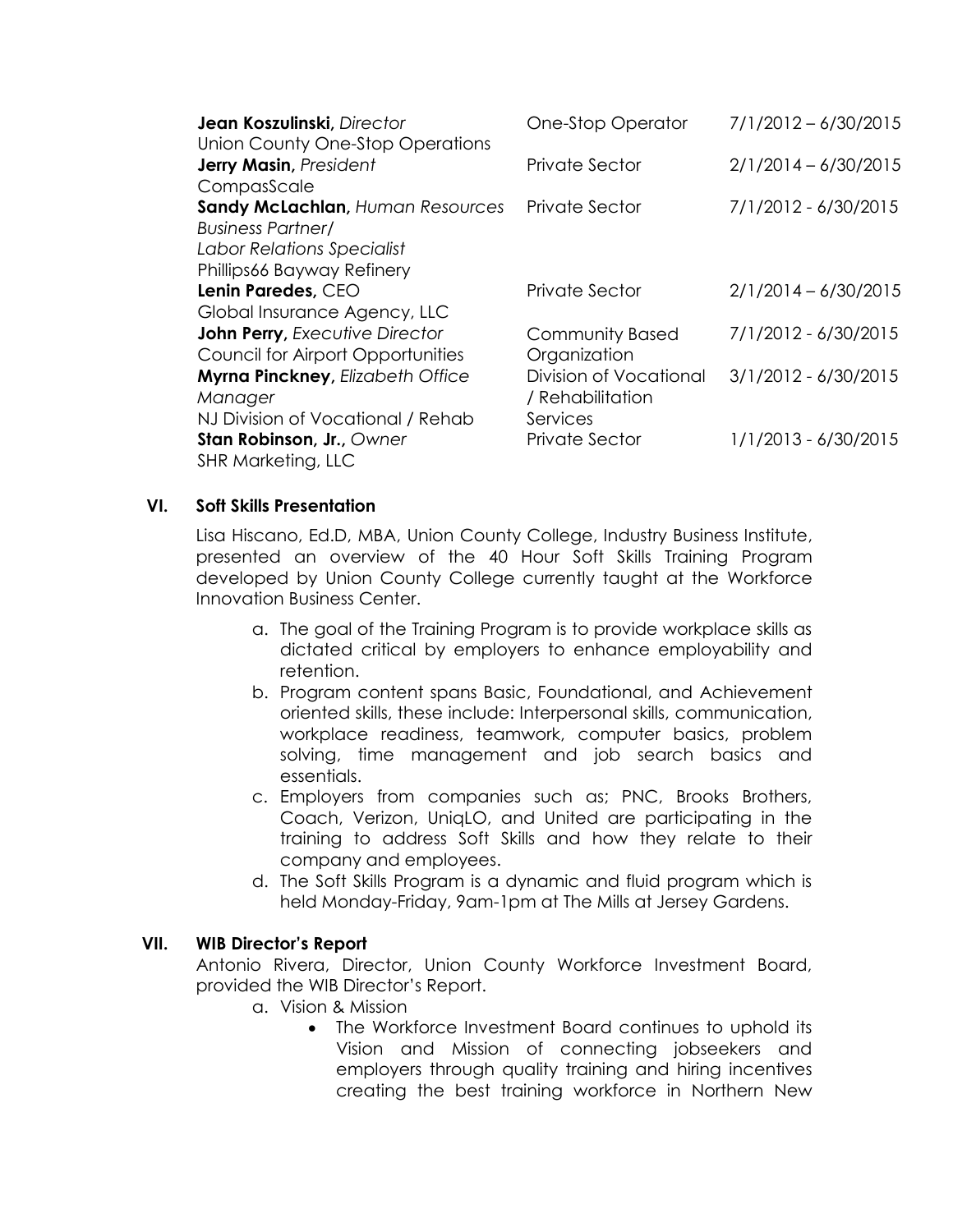| | | |
|---|---|---|
| **Jean Koszulinski,** *Director*<br>Union County One-Stop Operations | One-Stop Operator | 7/1/2012 – 6/30/2015 |
| **Jerry Masin,** *President*<br>CompasScale | Private Sector | 2/1/2014 – 6/30/2015 |
| **Sandy McLachlan,** *Human Resources Business Partner/ Labor Relations Specialist*<br>Phillips66 Bayway Refinery | Private Sector | 7/1/2012 - 6/30/2015 |
| **Lenin Paredes,** CEO<br>Global Insurance Agency, LLC | Private Sector | 2/1/2014 – 6/30/2015 |
| **John Perry,** *Executive Director*<br>Council for Airport Opportunities | Community Based Organization | 7/1/2012 - 6/30/2015 |
| **Myrna Pinckney,** *Elizabeth Office Manager*<br>NJ Division of Vocational / Rehab | Division of Vocational / Rehabilitation Services | 3/1/2012 - 6/30/2015 |
| **Stan Robinson, Jr.,** *Owner*<br>SHR Marketing, LLC | Private Sector | 1/1/2013 - 6/30/2015 |

## VI. Soft Skills Presentation

Lisa Hiscano, Ed.D, MBA, Union County College, Industry Business Institute, presented an overview of the 40 Hour Soft Skills Training Program developed by Union County College currently taught at the Workforce Innovation Business Center.

a. The goal of the Training Program is to provide workplace skills as dictated critical by employers to enhance employability and retention.
b. Program content spans Basic, Foundational, and Achievement oriented skills, these include: Interpersonal skills, communication, workplace readiness, teamwork, computer basics, problem solving, time management and job search basics and essentials.
c. Employers from companies such as; PNC, Brooks Brothers, Coach, Verizon, UniqLO, and United are participating in the training to address Soft Skills and how they relate to their company and employees.
d. The Soft Skills Program is a dynamic and fluid program which is held Monday-Friday, 9am-1pm at The Mills at Jersey Gardens.

## VII. WIB Director's Report

Antonio Rivera, Director, Union County Workforce Investment Board, provided the WIB Director's Report.

a. Vision & Mission
   - The Workforce Investment Board continues to uphold its Vision and Mission of connecting jobseekers and employers through quality training and hiring incentives creating the best training workforce in Northern New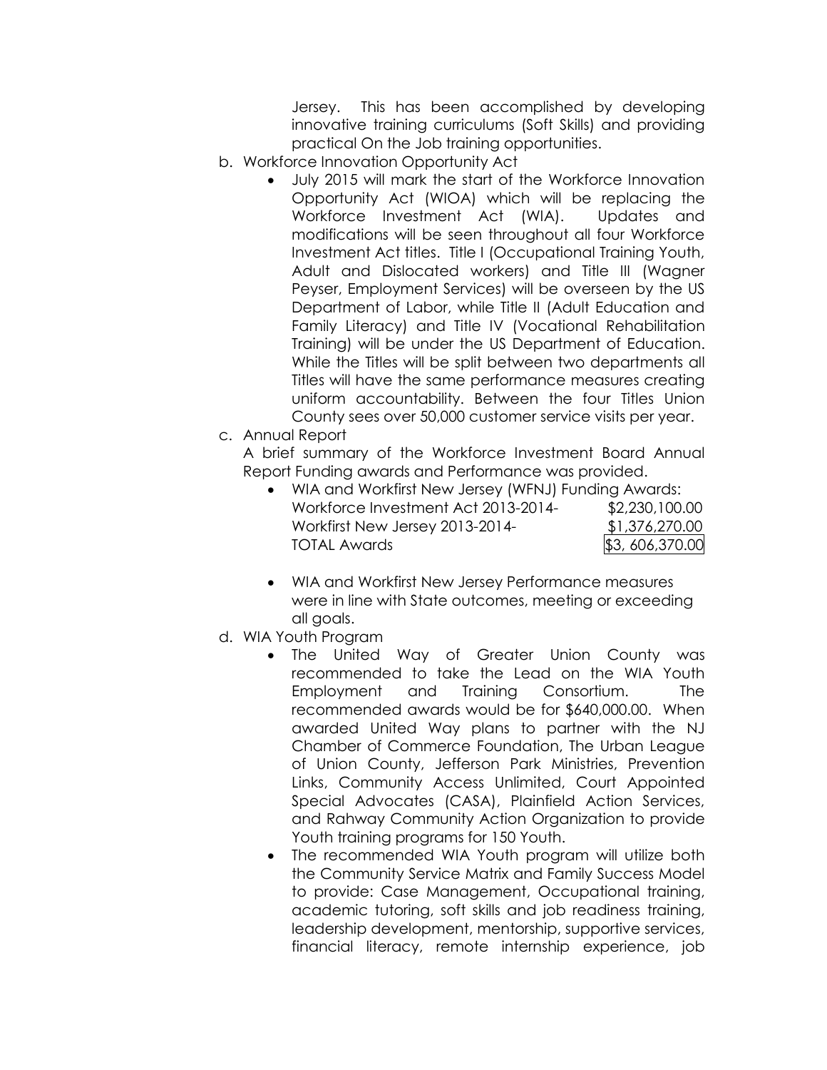Jersey. This has been accomplished by developing innovative training curriculums (Soft Skills) and providing practical On the Job training opportunities.

b. Workforce Innovation Opportunity Act
   - July 2015 will mark the start of the Workforce Innovation Opportunity Act (WIOA) which will be replacing the Workforce Investment Act (WIA). Updates and modifications will be seen throughout all four Workforce Investment Act titles. Title I (Occupational Training Youth, Adult and Dislocated workers) and Title III (Wagner Peyser, Employment Services) will be overseen by the US Department of Labor, while Title II (Adult Education and Family Literacy) and Title IV (Vocational Rehabilitation Training) will be under the US Department of Education. While the Titles will be split between two departments all Titles will have the same performance measures creating uniform accountability. Between the four Titles Union County sees over 50,000 customer service visits per year.

c. Annual Report

   A brief summary of the Workforce Investment Board Annual Report Funding awards and Performance was provided.
   - WIA and Workfirst New Jersey (WFNJ) Funding Awards:

| | |
|---|---|
| Workforce Investment Act 2013-2014- | $2,230,100.00 |
| Workfirst New Jersey 2013-2014- | $1,376,270.00 |
| TOTAL Awards | $3, 606,370.00 |

   - WIA and Workfirst New Jersey Performance measures were in line with State outcomes, meeting or exceeding all goals.

d. WIA Youth Program
   - The United Way of Greater Union County was recommended to take the Lead on the WIA Youth Employment and Training Consortium. The recommended awards would be for $640,000.00. When awarded United Way plans to partner with the NJ Chamber of Commerce Foundation, The Urban League of Union County, Jefferson Park Ministries, Prevention Links, Community Access Unlimited, Court Appointed Special Advocates (CASA), Plainfield Action Services, and Rahway Community Action Organization to provide Youth training programs for 150 Youth.
   - The recommended WIA Youth program will utilize both the Community Service Matrix and Family Success Model to provide: Case Management, Occupational training, academic tutoring, soft skills and job readiness training, leadership development, mentorship, supportive services, financial literacy, remote internship experience, job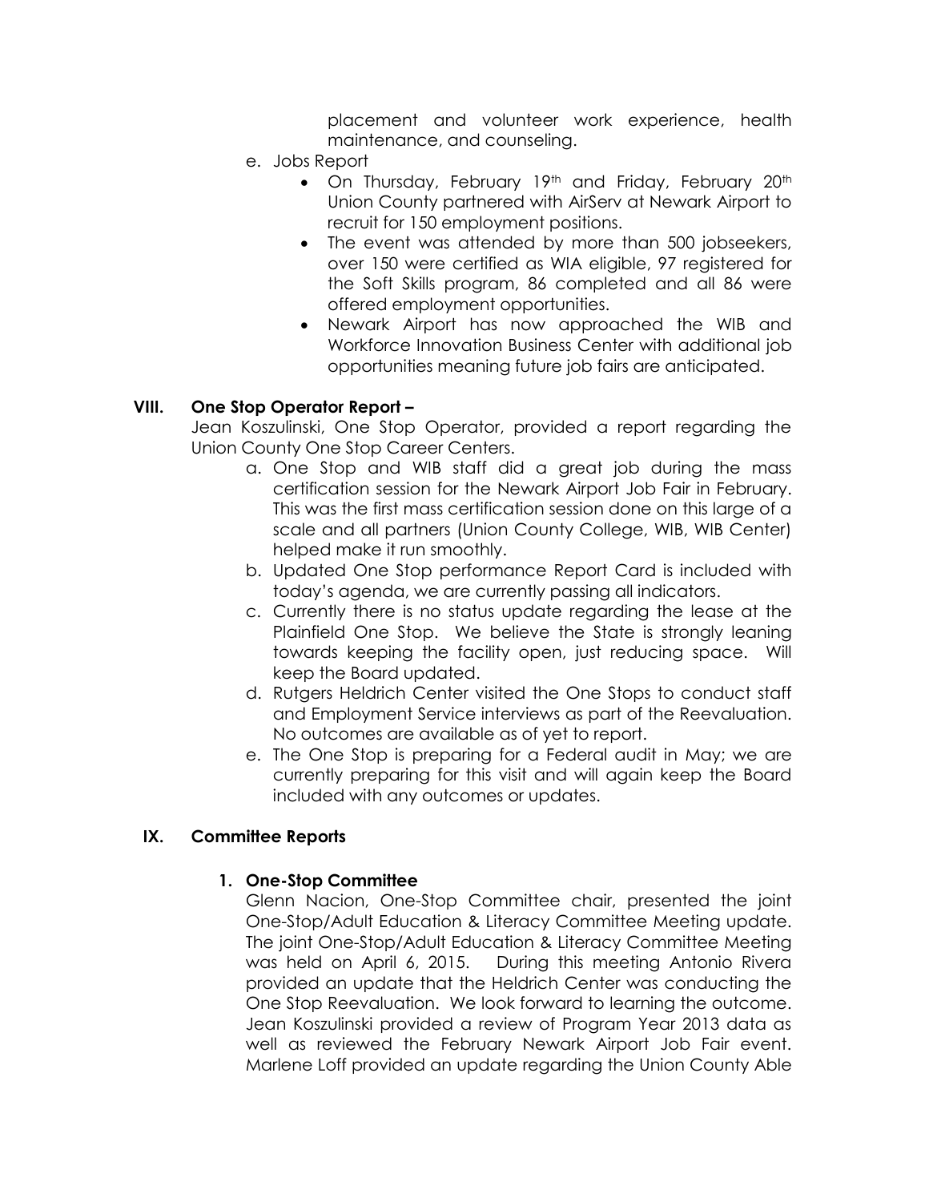placement and volunteer work experience, health maintenance, and counseling.

e. Jobs Report
   - On Thursday, February 19th and Friday, February 20th Union County partnered with AirServ at Newark Airport to recruit for 150 employment positions.
   - The event was attended by more than 500 jobseekers, over 150 were certified as WIA eligible, 97 registered for the Soft Skills program, 86 completed and all 86 were offered employment opportunities.
   - Newark Airport has now approached the WIB and Workforce Innovation Business Center with additional job opportunities meaning future job fairs are anticipated.

## VIII. One Stop Operator Report –

Jean Koszulinski, One Stop Operator, provided a report regarding the Union County One Stop Career Centers.

a. One Stop and WIB staff did a great job during the mass certification session for the Newark Airport Job Fair in February. This was the first mass certification session done on this large of a scale and all partners (Union County College, WIB, WIB Center) helped make it run smoothly.

b. Updated One Stop performance Report Card is included with today's agenda, we are currently passing all indicators.

c. Currently there is no status update regarding the lease at the Plainfield One Stop. We believe the State is strongly leaning towards keeping the facility open, just reducing space. Will keep the Board updated.

d. Rutgers Heldrich Center visited the One Stops to conduct staff and Employment Service interviews as part of the Reevaluation. No outcomes are available as of yet to report.

e. The One Stop is preparing for a Federal audit in May; we are currently preparing for this visit and will again keep the Board included with any outcomes or updates.

## IX. Committee Reports

### 1. One-Stop Committee

Glenn Nacion, One-Stop Committee chair, presented the joint One-Stop/Adult Education & Literacy Committee Meeting update. The joint One-Stop/Adult Education & Literacy Committee Meeting was held on April 6, 2015. During this meeting Antonio Rivera provided an update that the Heldrich Center was conducting the One Stop Reevaluation. We look forward to learning the outcome. Jean Koszulinski provided a review of Program Year 2013 data as well as reviewed the February Newark Airport Job Fair event. Marlene Loff provided an update regarding the Union County Able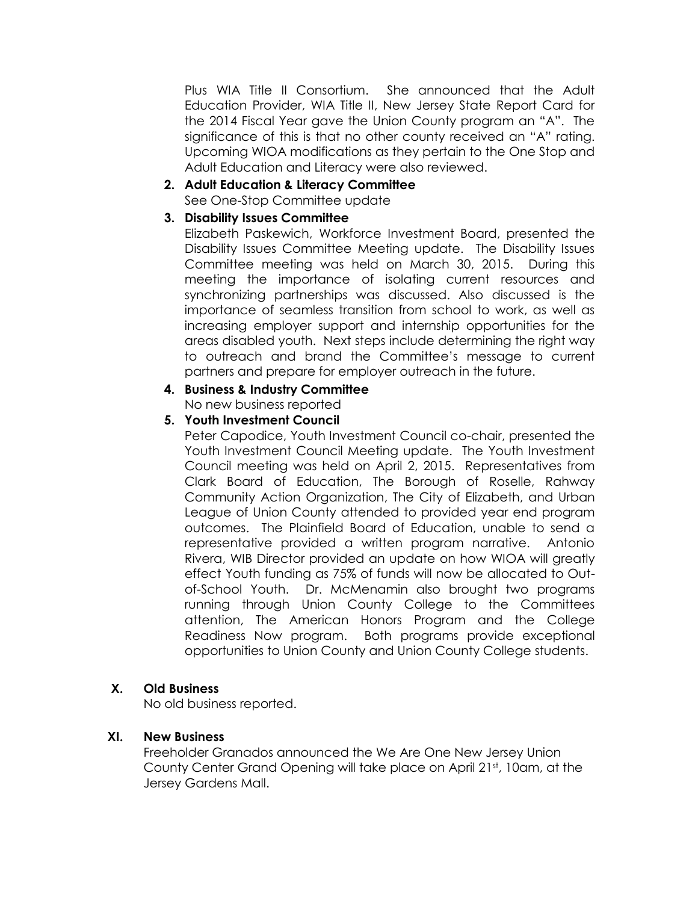Plus WIA Title II Consortium. She announced that the Adult Education Provider, WIA Title II, New Jersey State Report Card for the 2014 Fiscal Year gave the Union County program an "A". The significance of this is that no other county received an "A" rating. Upcoming WIOA modifications as they pertain to the One Stop and Adult Education and Literacy were also reviewed.

2. **Adult Education & Literacy Committee**
   See One-Stop Committee update

3. **Disability Issues Committee**
   Elizabeth Paskewich, Workforce Investment Board, presented the Disability Issues Committee Meeting update. The Disability Issues Committee meeting was held on March 30, 2015. During this meeting the importance of isolating current resources and synchronizing partnerships was discussed. Also discussed is the importance of seamless transition from school to work, as well as increasing employer support and internship opportunities for the areas disabled youth. Next steps include determining the right way to outreach and brand the Committee's message to current partners and prepare for employer outreach in the future.

4. **Business & Industry Committee**
   No new business reported

5. **Youth Investment Council**
   Peter Capodice, Youth Investment Council co-chair, presented the Youth Investment Council Meeting update. The Youth Investment Council meeting was held on April 2, 2015. Representatives from Clark Board of Education, The Borough of Roselle, Rahway Community Action Organization, The City of Elizabeth, and Urban League of Union County attended to provided year end program outcomes. The Plainfield Board of Education, unable to send a representative provided a written program narrative. Antonio Rivera, WIB Director provided an update on how WIOA will greatly effect Youth funding as 75% of funds will now be allocated to Out-of-School Youth. Dr. McMenamin also brought two programs running through Union County College to the Committees attention, The American Honors Program and the College Readiness Now program. Both programs provide exceptional opportunities to Union County and Union County College students.

## X. Old Business

No old business reported.

## XI. New Business

Freeholder Granados announced the We Are One New Jersey Union County Center Grand Opening will take place on April 21st, 10am, at the Jersey Gardens Mall.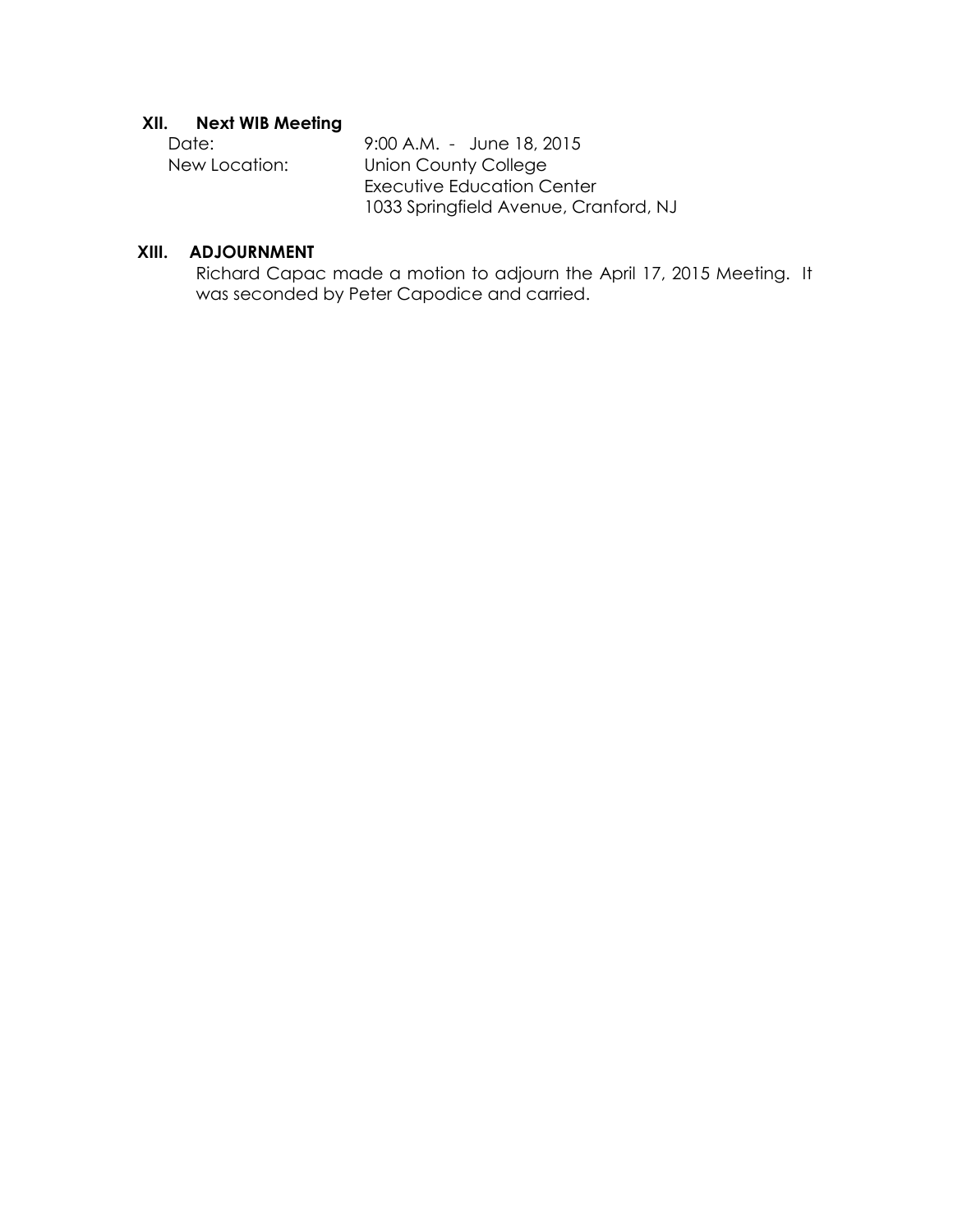## XII. Next WIB Meeting

| | |
|---|---|
| Date: | 9:00 A.M. - June 18, 2015 |
| New Location: | Union County College<br>Executive Education Center<br>1033 Springfield Avenue, Cranford, NJ |

## XIII. ADJOURNMENT

Richard Capac made a motion to adjourn the April 17, 2015 Meeting. It was seconded by Peter Capodice and carried.